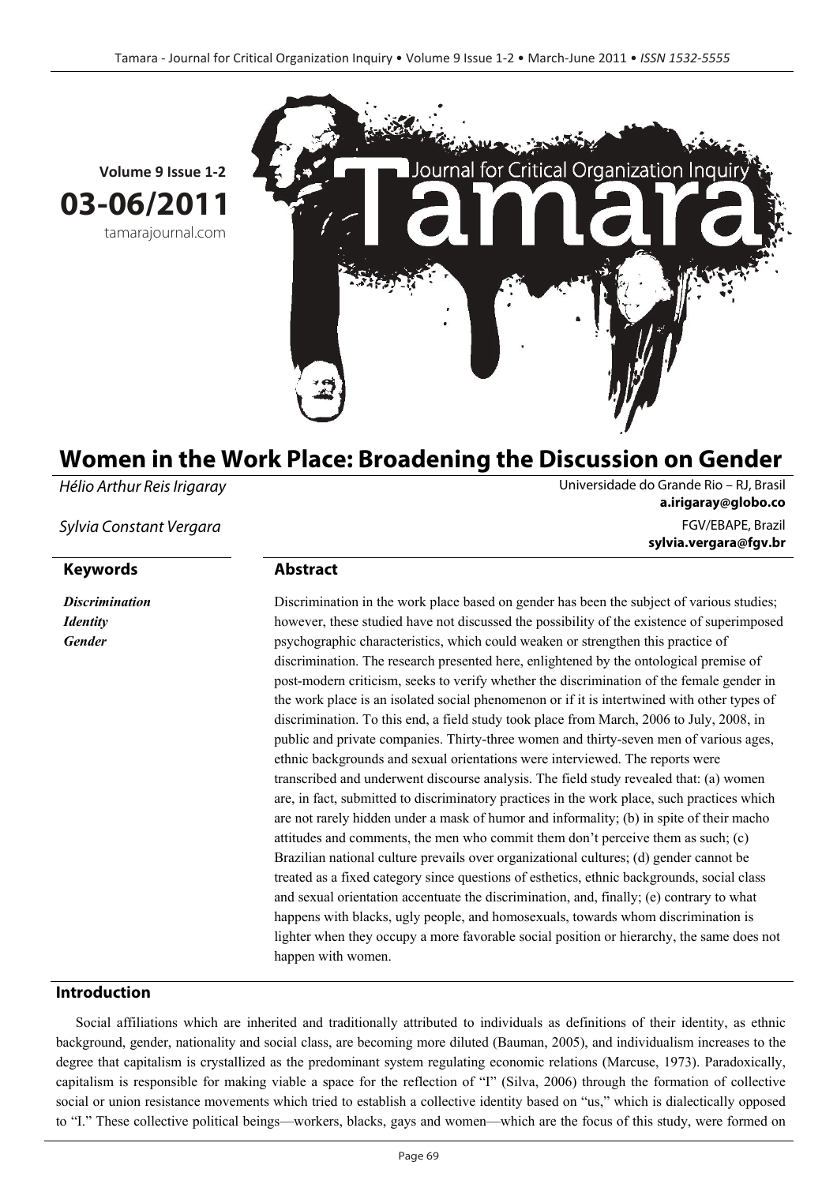# Women in the Work Place: Broadening the Discussion on Gender

*Hélio Arthur Reis Irigaray*
Universidade do Grande Rio – RJ, Brasil
**a.irigaray@globo.co**

*Sylvia Constant Vergara*
FGV/EBAPE, Brazil
**sylvia.vergara@fgv.br**

## Keywords

***Discrimination***
***Identity***
***Gender***

## Abstract

Discrimination in the work place based on gender has been the subject of various studies; however, these studied have not discussed the possibility of the existence of superimposed psychographic characteristics, which could weaken or strengthen this practice of discrimination. The research presented here, enlightened by the ontological premise of post-modern criticism, seeks to verify whether the discrimination of the female gender in the work place is an isolated social phenomenon or if it is intertwined with other types of discrimination. To this end, a field study took place from March, 2006 to July, 2008, in public and private companies. Thirty-three women and thirty-seven men of various ages, ethnic backgrounds and sexual orientations were interviewed. The reports were transcribed and underwent discourse analysis. The field study revealed that: (a) women are, in fact, submitted to discriminatory practices in the work place, such practices which are not rarely hidden under a mask of humor and informality; (b) in spite of their macho attitudes and comments, the men who commit them don't perceive them as such; (c) Brazilian national culture prevails over organizational cultures; (d) gender cannot be treated as a fixed category since questions of esthetics, ethnic backgrounds, social class and sexual orientation accentuate the discrimination, and, finally; (e) contrary to what happens with blacks, ugly people, and homosexuals, towards whom discrimination is lighter when they occupy a more favorable social position or hierarchy, the same does not happen with women.

## Introduction

Social affiliations which are inherited and traditionally attributed to individuals as definitions of their identity, as ethnic background, gender, nationality and social class, are becoming more diluted (Bauman, 2005), and individualism increases to the degree that capitalism is crystallized as the predominant system regulating economic relations (Marcuse, 1973). Paradoxically, capitalism is responsible for making viable a space for the reflection of "I" (Silva, 2006) through the formation of collective social or union resistance movements which tried to establish a collective identity based on "us," which is dialectically opposed to "I." These collective political beings—workers, blacks, gays and women—which are the focus of this study, were formed on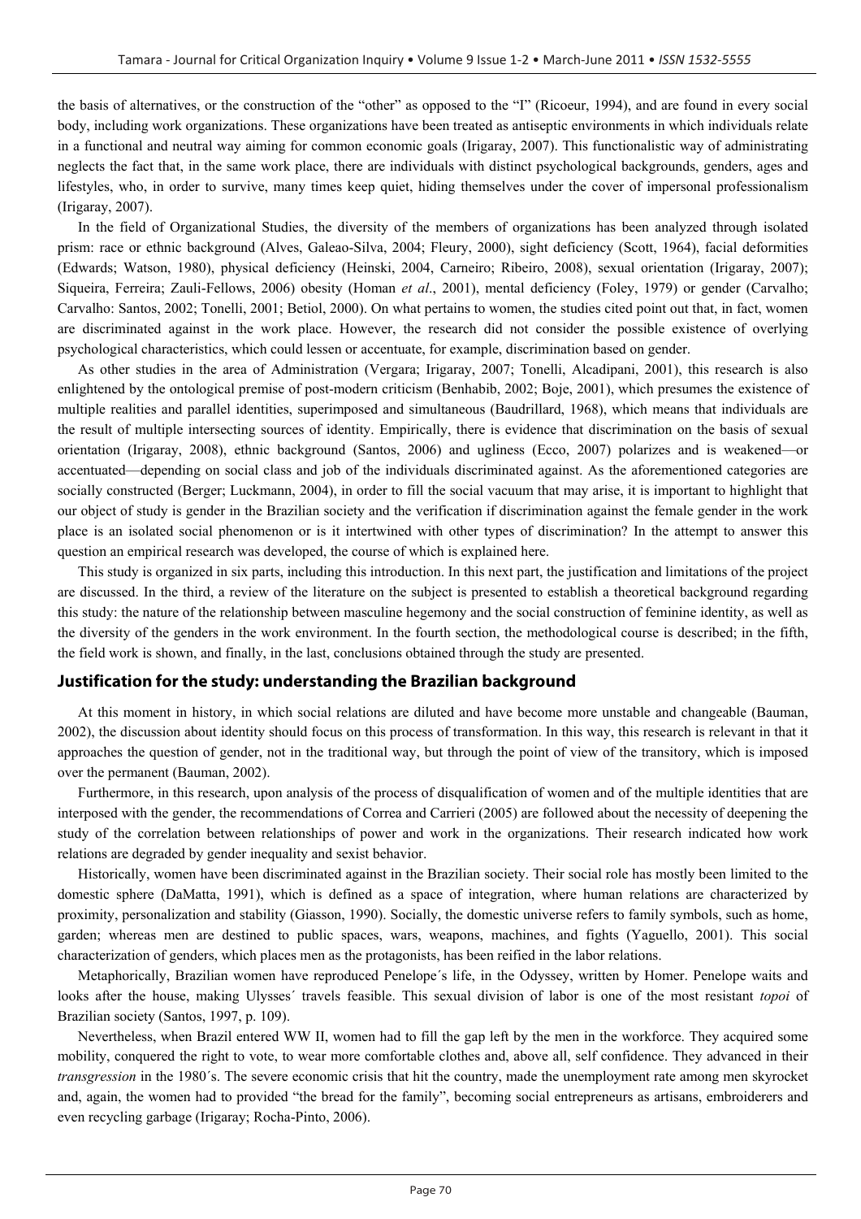the basis of alternatives, or the construction of the "other" as opposed to the "I" (Ricoeur, 1994), and are found in every social body, including work organizations. These organizations have been treated as antiseptic environments in which individuals relate in a functional and neutral way aiming for common economic goals (Irigaray, 2007). This functionalistic way of administrating neglects the fact that, in the same work place, there are individuals with distinct psychological backgrounds, genders, ages and lifestyles, who, in order to survive, many times keep quiet, hiding themselves under the cover of impersonal professionalism (Irigaray, 2007).

In the field of Organizational Studies, the diversity of the members of organizations has been analyzed through isolated prism: race or ethnic background (Alves, Galeao-Silva, 2004; Fleury, 2000), sight deficiency (Scott, 1964), facial deformities (Edwards; Watson, 1980), physical deficiency (Heinski, 2004, Carneiro; Ribeiro, 2008), sexual orientation (Irigaray, 2007); Siqueira, Ferreira; Zauli-Fellows, 2006) obesity (Homan *et al*., 2001), mental deficiency (Foley, 1979) or gender (Carvalho; Carvalho: Santos, 2002; Tonelli, 2001; Betiol, 2000). On what pertains to women, the studies cited point out that, in fact, women are discriminated against in the work place. However, the research did not consider the possible existence of overlying psychological characteristics, which could lessen or accentuate, for example, discrimination based on gender.

As other studies in the area of Administration (Vergara; Irigaray, 2007; Tonelli, Alcadipani, 2001), this research is also enlightened by the ontological premise of post-modern criticism (Benhabib, 2002; Boje, 2001), which presumes the existence of multiple realities and parallel identities, superimposed and simultaneous (Baudrillard, 1968), which means that individuals are the result of multiple intersecting sources of identity. Empirically, there is evidence that discrimination on the basis of sexual orientation (Irigaray, 2008), ethnic background (Santos, 2006) and ugliness (Ecco, 2007) polarizes and is weakened—or accentuated—depending on social class and job of the individuals discriminated against. As the aforementioned categories are socially constructed (Berger; Luckmann, 2004), in order to fill the social vacuum that may arise, it is important to highlight that our object of study is gender in the Brazilian society and the verification if discrimination against the female gender in the work place is an isolated social phenomenon or is it intertwined with other types of discrimination? In the attempt to answer this question an empirical research was developed, the course of which is explained here.

This study is organized in six parts, including this introduction. In this next part, the justification and limitations of the project are discussed. In the third, a review of the literature on the subject is presented to establish a theoretical background regarding this study: the nature of the relationship between masculine hegemony and the social construction of feminine identity, as well as the diversity of the genders in the work environment. In the fourth section, the methodological course is described; in the fifth, the field work is shown, and finally, in the last, conclusions obtained through the study are presented.

## Justification for the study: understanding the Brazilian background

At this moment in history, in which social relations are diluted and have become more unstable and changeable (Bauman, 2002), the discussion about identity should focus on this process of transformation. In this way, this research is relevant in that it approaches the question of gender, not in the traditional way, but through the point of view of the transitory, which is imposed over the permanent (Bauman, 2002).

Furthermore, in this research, upon analysis of the process of disqualification of women and of the multiple identities that are interposed with the gender, the recommendations of Correa and Carrieri (2005) are followed about the necessity of deepening the study of the correlation between relationships of power and work in the organizations. Their research indicated how work relations are degraded by gender inequality and sexist behavior.

Historically, women have been discriminated against in the Brazilian society. Their social role has mostly been limited to the domestic sphere (DaMatta, 1991), which is defined as a space of integration, where human relations are characterized by proximity, personalization and stability (Giasson, 1990). Socially, the domestic universe refers to family symbols, such as home, garden; whereas men are destined to public spaces, wars, weapons, machines, and fights (Yaguello, 2001). This social characterization of genders, which places men as the protagonists, has been reified in the labor relations.

Metaphorically, Brazilian women have reproduced Penelope´s life, in the Odyssey, written by Homer. Penelope waits and looks after the house, making Ulysses´ travels feasible. This sexual division of labor is one of the most resistant *topoi* of Brazilian society (Santos, 1997, p. 109).

Nevertheless, when Brazil entered WW II, women had to fill the gap left by the men in the workforce. They acquired some mobility, conquered the right to vote, to wear more comfortable clothes and, above all, self confidence. They advanced in their *transgression* in the 1980´s. The severe economic crisis that hit the country, made the unemployment rate among men skyrocket and, again, the women had to provided "the bread for the family", becoming social entrepreneurs as artisans, embroiderers and even recycling garbage (Irigaray; Rocha-Pinto, 2006).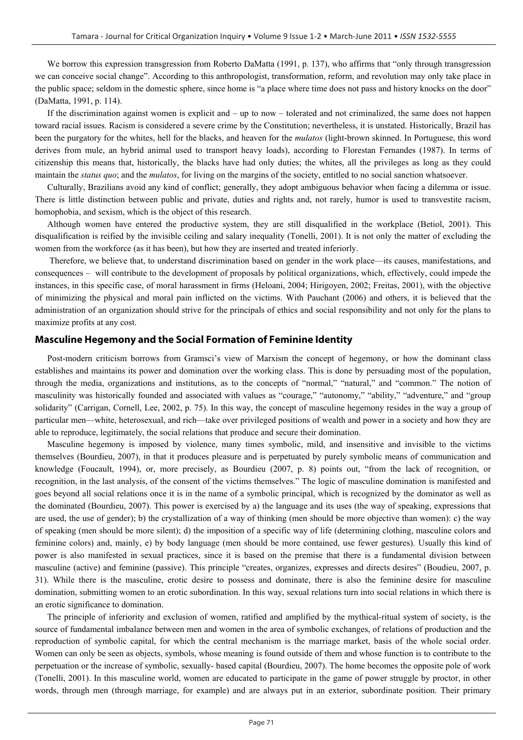We borrow this expression transgression from Roberto DaMatta (1991, p. 137), who affirms that "only through transgression we can conceive social change". According to this anthropologist, transformation, reform, and revolution may only take place in the public space; seldom in the domestic sphere, since home is "a place where time does not pass and history knocks on the door" (DaMatta, 1991, p. 114).

If the discrimination against women is explicit and – up to now – tolerated and not criminalized, the same does not happen toward racial issues. Racism is considered a severe crime by the Constitution; nevertheless, it is unstated. Historically, Brazil has been the purgatory for the whites, hell for the blacks, and heaven for the *mulatos* (light-brown skinned. In Portuguese, this word derives from mule, an hybrid animal used to transport heavy loads), according to Florestan Fernandes (1987). In terms of citizenship this means that, historically, the blacks have had only duties; the whites, all the privileges as long as they could maintain the *status quo*; and the *mulatos*, for living on the margins of the society, entitled to no social sanction whatsoever.

Culturally, Brazilians avoid any kind of conflict; generally, they adopt ambiguous behavior when facing a dilemma or issue. There is little distinction between public and private, duties and rights and, not rarely, humor is used to transvestite racism, homophobia, and sexism, which is the object of this research.

Although women have entered the productive system, they are still disqualified in the workplace (Betiol, 2001). This disqualification is reified by the invisible ceiling and salary inequality (Tonelli, 2001). It is not only the matter of excluding the women from the workforce (as it has been), but how they are inserted and treated inferiorly.

Therefore, we believe that, to understand discrimination based on gender in the work place—its causes, manifestations, and consequences – will contribute to the development of proposals by political organizations, which, effectively, could impede the instances, in this specific case, of moral harassment in firms (Heloani, 2004; Hirigoyen, 2002; Freitas, 2001), with the objective of minimizing the physical and moral pain inflicted on the victims. With Pauchant (2006) and others, it is believed that the administration of an organization should strive for the principals of ethics and social responsibility and not only for the plans to maximize profits at any cost.

## Masculine Hegemony and the Social Formation of Feminine Identity

Post-modern criticism borrows from Gramsci's view of Marxism the concept of hegemony, or how the dominant class establishes and maintains its power and domination over the working class. This is done by persuading most of the population, through the media, organizations and institutions, as to the concepts of "normal," "natural," and "common." The notion of masculinity was historically founded and associated with values as "courage," "autonomy," "ability," "adventure," and "group solidarity" (Carrigan, Cornell, Lee, 2002, p. 75). In this way, the concept of masculine hegemony resides in the way a group of particular men—white, heterosexual, and rich—take over privileged positions of wealth and power in a society and how they are able to reproduce, legitimately, the social relations that produce and secure their domination.

Masculine hegemony is imposed by violence, many times symbolic, mild, and insensitive and invisible to the victims themselves (Bourdieu, 2007), in that it produces pleasure and is perpetuated by purely symbolic means of communication and knowledge (Foucault, 1994), or, more precisely, as Bourdieu (2007, p. 8) points out, "from the lack of recognition, or recognition, in the last analysis, of the consent of the victims themselves." The logic of masculine domination is manifested and goes beyond all social relations once it is in the name of a symbolic principal, which is recognized by the dominator as well as the dominated (Bourdieu, 2007). This power is exercised by a) the language and its uses (the way of speaking, expressions that are used, the use of gender); b) the crystallization of a way of thinking (men should be more objective than women): c) the way of speaking (men should be more silent); d) the imposition of a specific way of life (determining clothing, masculine colors and feminine colors) and, mainly, e) by body language (men should be more contained, use fewer gestures). Usually this kind of power is also manifested in sexual practices, since it is based on the premise that there is a fundamental division between masculine (active) and feminine (passive). This principle "creates, organizes, expresses and directs desires" (Boudieu, 2007, p. 31). While there is the masculine, erotic desire to possess and dominate, there is also the feminine desire for masculine domination, submitting women to an erotic subordination. In this way, sexual relations turn into social relations in which there is an erotic significance to domination.

The principle of inferiority and exclusion of women, ratified and amplified by the mythical-ritual system of society, is the source of fundamental imbalance between men and women in the area of symbolic exchanges, of relations of production and the reproduction of symbolic capital, for which the central mechanism is the marriage market, basis of the whole social order. Women can only be seen as objects, symbols, whose meaning is found outside of them and whose function is to contribute to the perpetuation or the increase of symbolic, sexually- based capital (Bourdieu, 2007). The home becomes the opposite pole of work (Tonelli, 2001). In this masculine world, women are educated to participate in the game of power struggle by proctor, in other words, through men (through marriage, for example) and are always put in an exterior, subordinate position. Their primary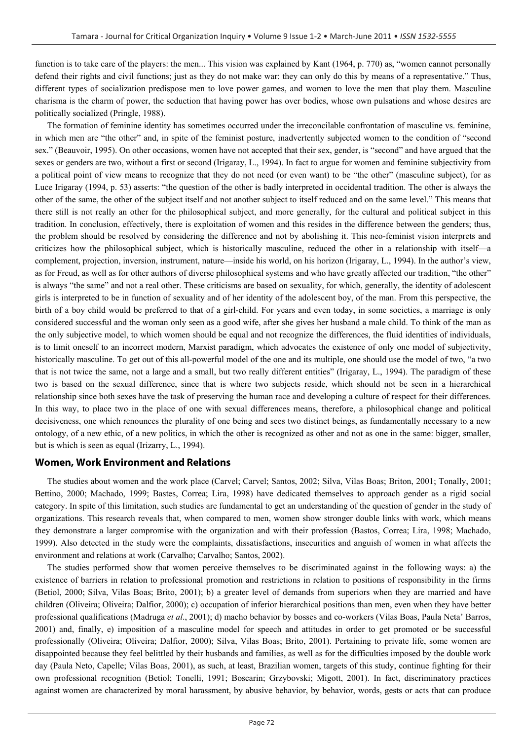function is to take care of the players: the men... This vision was explained by Kant (1964, p. 770) as, "women cannot personally defend their rights and civil functions; just as they do not make war: they can only do this by means of a representative." Thus, different types of socialization predispose men to love power games, and women to love the men that play them. Masculine charisma is the charm of power, the seduction that having power has over bodies, whose own pulsations and whose desires are politically socialized (Pringle, 1988).

The formation of feminine identity has sometimes occurred under the irreconcilable confrontation of masculine vs. feminine, in which men are "the other" and, in spite of the feminist posture, inadvertently subjected women to the condition of "second sex." (Beauvoir, 1995). On other occasions, women have not accepted that their sex, gender, is "second" and have argued that the sexes or genders are two, without a first or second (Irigaray, L., 1994). In fact to argue for women and feminine subjectivity from a political point of view means to recognize that they do not need (or even want) to be "the other" (masculine subject), for as Luce Irigaray (1994, p. 53) asserts: "the question of the other is badly interpreted in occidental tradition. The other is always the other of the same, the other of the subject itself and not another subject to itself reduced and on the same level." This means that there still is not really an other for the philosophical subject, and more generally, for the cultural and political subject in this tradition. In conclusion, effectively, there is exploitation of women and this resides in the difference between the genders; thus, the problem should be resolved by considering the difference and not by abolishing it. This neo-feminist vision interprets and criticizes how the philosophical subject, which is historically masculine, reduced the other in a relationship with itself—a complement, projection, inversion, instrument, nature—inside his world, on his horizon (Irigaray, L., 1994). In the author's view, as for Freud, as well as for other authors of diverse philosophical systems and who have greatly affected our tradition, "the other" is always "the same" and not a real other. These criticisms are based on sexuality, for which, generally, the identity of adolescent girls is interpreted to be in function of sexuality and of her identity of the adolescent boy, of the man. From this perspective, the birth of a boy child would be preferred to that of a girl-child. For years and even today, in some societies, a marriage is only considered successful and the woman only seen as a good wife, after she gives her husband a male child. To think of the man as the only subjective model, to which women should be equal and not recognize the differences, the fluid identities of individuals, is to limit oneself to an incorrect modern, Marxist paradigm, which advocates the existence of only one model of subjectivity, historically masculine. To get out of this all-powerful model of the one and its multiple, one should use the model of two, "a two that is not twice the same, not a large and a small, but two really different entities" (Irigaray, L., 1994). The paradigm of these two is based on the sexual difference, since that is where two subjects reside, which should not be seen in a hierarchical relationship since both sexes have the task of preserving the human race and developing a culture of respect for their differences. In this way, to place two in the place of one with sexual differences means, therefore, a philosophical change and political decisiveness, one which renounces the plurality of one being and sees two distinct beings, as fundamentally necessary to a new ontology, of a new ethic, of a new politics, in which the other is recognized as other and not as one in the same: bigger, smaller, but is which is seen as equal (Irizarry, L., 1994).

## Women, Work Environment and Relations

The studies about women and the work place (Carvel; Carvel; Santos, 2002; Silva, Vilas Boas; Briton, 2001; Tonally, 2001; Bettino, 2000; Machado, 1999; Bastes, Correa; Lira, 1998) have dedicated themselves to approach gender as a rigid social category. In spite of this limitation, such studies are fundamental to get an understanding of the question of gender in the study of organizations. This research reveals that, when compared to men, women show stronger double links with work, which means they demonstrate a larger compromise with the organization and with their profession (Bastos, Correa; Lira, 1998; Machado, 1999). Also detected in the study were the complaints, dissatisfactions, insecurities and anguish of women in what affects the environment and relations at work (Carvalho; Carvalho; Santos, 2002).

The studies performed show that women perceive themselves to be discriminated against in the following ways: a) the existence of barriers in relation to professional promotion and restrictions in relation to positions of responsibility in the firms (Betiol, 2000; Silva, Vilas Boas; Brito, 2001); b) a greater level of demands from superiors when they are married and have children (Oliveira; Oliveira; Dalfior, 2000); c) occupation of inferior hierarchical positions than men, even when they have better professional qualifications (Madruga *et al*., 2001); d) macho behavior by bosses and co-workers (Vilas Boas, Paula Neta' Barros, 2001) and, finally, e) imposition of a masculine model for speech and attitudes in order to get promoted or be successful professionally (Oliveira; Oliveira; Dalfior, 2000); Silva, Vilas Boas; Brito, 2001). Pertaining to private life, some women are disappointed because they feel belittled by their husbands and families, as well as for the difficulties imposed by the double work day (Paula Neto, Capelle; Vilas Boas, 2001), as such, at least, Brazilian women, targets of this study, continue fighting for their own professional recognition (Betiol; Tonelli, 1991; Boscarin; Grzybovski; Migott, 2001). In fact, discriminatory practices against women are characterized by moral harassment, by abusive behavior, by behavior, words, gests or acts that can produce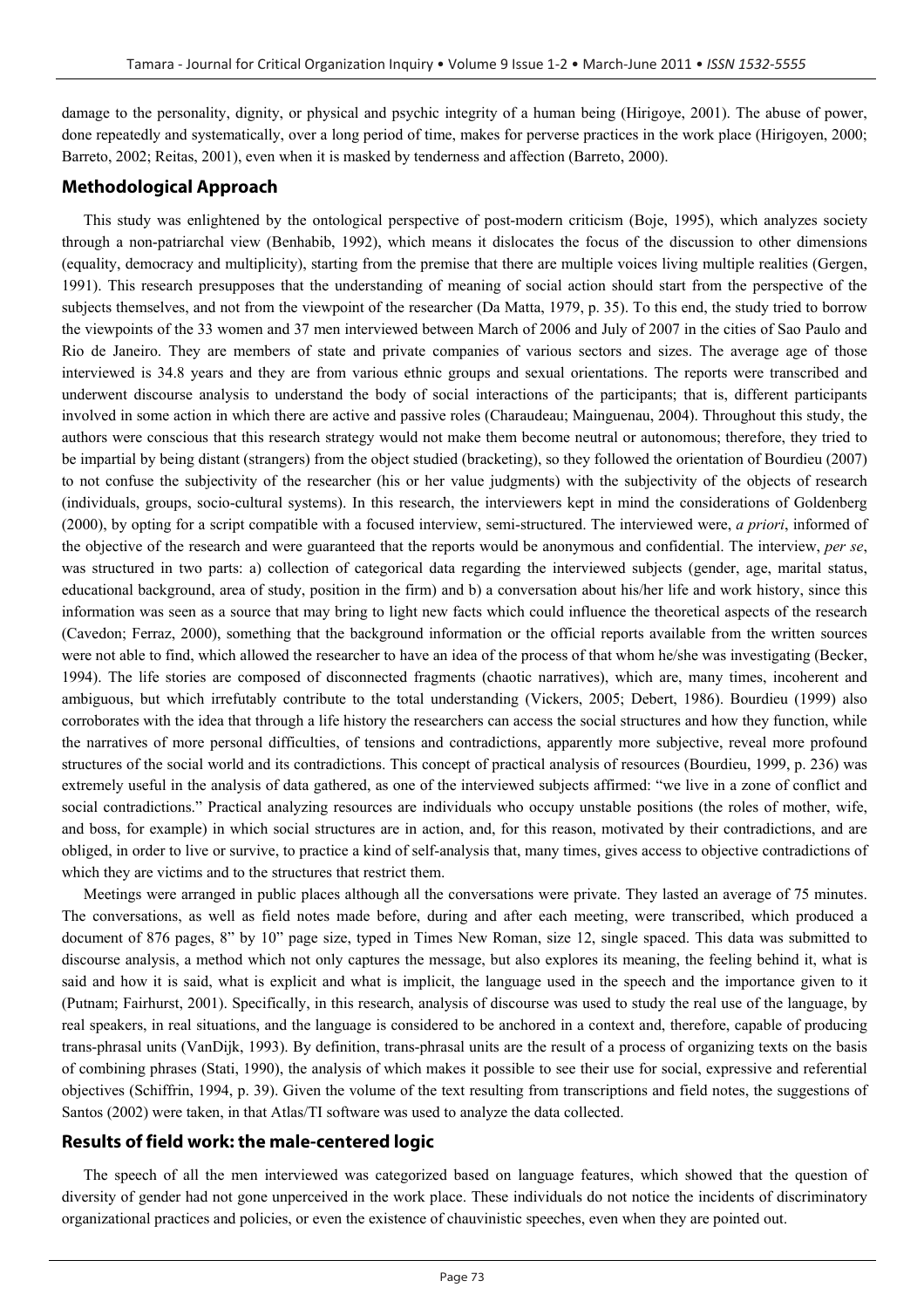damage to the personality, dignity, or physical and psychic integrity of a human being (Hirigoye, 2001). The abuse of power, done repeatedly and systematically, over a long period of time, makes for perverse practices in the work place (Hirigoyen, 2000; Barreto, 2002; Reitas, 2001), even when it is masked by tenderness and affection (Barreto, 2000).

## Methodological Approach

This study was enlightened by the ontological perspective of post-modern criticism (Boje, 1995), which analyzes society through a non-patriarchal view (Benhabib, 1992), which means it dislocates the focus of the discussion to other dimensions (equality, democracy and multiplicity), starting from the premise that there are multiple voices living multiple realities (Gergen, 1991). This research presupposes that the understanding of meaning of social action should start from the perspective of the subjects themselves, and not from the viewpoint of the researcher (Da Matta, 1979, p. 35). To this end, the study tried to borrow the viewpoints of the 33 women and 37 men interviewed between March of 2006 and July of 2007 in the cities of Sao Paulo and Rio de Janeiro. They are members of state and private companies of various sectors and sizes. The average age of those interviewed is 34.8 years and they are from various ethnic groups and sexual orientations. The reports were transcribed and underwent discourse analysis to understand the body of social interactions of the participants; that is, different participants involved in some action in which there are active and passive roles (Charaudeau; Mainguenau, 2004). Throughout this study, the authors were conscious that this research strategy would not make them become neutral or autonomous; therefore, they tried to be impartial by being distant (strangers) from the object studied (bracketing), so they followed the orientation of Bourdieu (2007) to not confuse the subjectivity of the researcher (his or her value judgments) with the subjectivity of the objects of research (individuals, groups, socio-cultural systems). In this research, the interviewers kept in mind the considerations of Goldenberg (2000), by opting for a script compatible with a focused interview, semi-structured. The interviewed were, *a priori*, informed of the objective of the research and were guaranteed that the reports would be anonymous and confidential. The interview, *per se*, was structured in two parts: a) collection of categorical data regarding the interviewed subjects (gender, age, marital status, educational background, area of study, position in the firm) and b) a conversation about his/her life and work history, since this information was seen as a source that may bring to light new facts which could influence the theoretical aspects of the research (Cavedon; Ferraz, 2000), something that the background information or the official reports available from the written sources were not able to find, which allowed the researcher to have an idea of the process of that whom he/she was investigating (Becker, 1994). The life stories are composed of disconnected fragments (chaotic narratives), which are, many times, incoherent and ambiguous, but which irrefutably contribute to the total understanding (Vickers, 2005; Debert, 1986). Bourdieu (1999) also corroborates with the idea that through a life history the researchers can access the social structures and how they function, while the narratives of more personal difficulties, of tensions and contradictions, apparently more subjective, reveal more profound structures of the social world and its contradictions. This concept of practical analysis of resources (Bourdieu, 1999, p. 236) was extremely useful in the analysis of data gathered, as one of the interviewed subjects affirmed: "we live in a zone of conflict and social contradictions." Practical analyzing resources are individuals who occupy unstable positions (the roles of mother, wife, and boss, for example) in which social structures are in action, and, for this reason, motivated by their contradictions, and are obliged, in order to live or survive, to practice a kind of self-analysis that, many times, gives access to objective contradictions of which they are victims and to the structures that restrict them.

Meetings were arranged in public places although all the conversations were private. They lasted an average of 75 minutes. The conversations, as well as field notes made before, during and after each meeting, were transcribed, which produced a document of 876 pages, 8" by 10" page size, typed in Times New Roman, size 12, single spaced. This data was submitted to discourse analysis, a method which not only captures the message, but also explores its meaning, the feeling behind it, what is said and how it is said, what is explicit and what is implicit, the language used in the speech and the importance given to it (Putnam; Fairhurst, 2001). Specifically, in this research, analysis of discourse was used to study the real use of the language, by real speakers, in real situations, and the language is considered to be anchored in a context and, therefore, capable of producing trans-phrasal units (VanDijk, 1993). By definition, trans-phrasal units are the result of a process of organizing texts on the basis of combining phrases (Stati, 1990), the analysis of which makes it possible to see their use for social, expressive and referential objectives (Schiffrin, 1994, p. 39). Given the volume of the text resulting from transcriptions and field notes, the suggestions of Santos (2002) were taken, in that Atlas/TI software was used to analyze the data collected.

## Results of field work: the male-centered logic

The speech of all the men interviewed was categorized based on language features, which showed that the question of diversity of gender had not gone unperceived in the work place. These individuals do not notice the incidents of discriminatory organizational practices and policies, or even the existence of chauvinistic speeches, even when they are pointed out.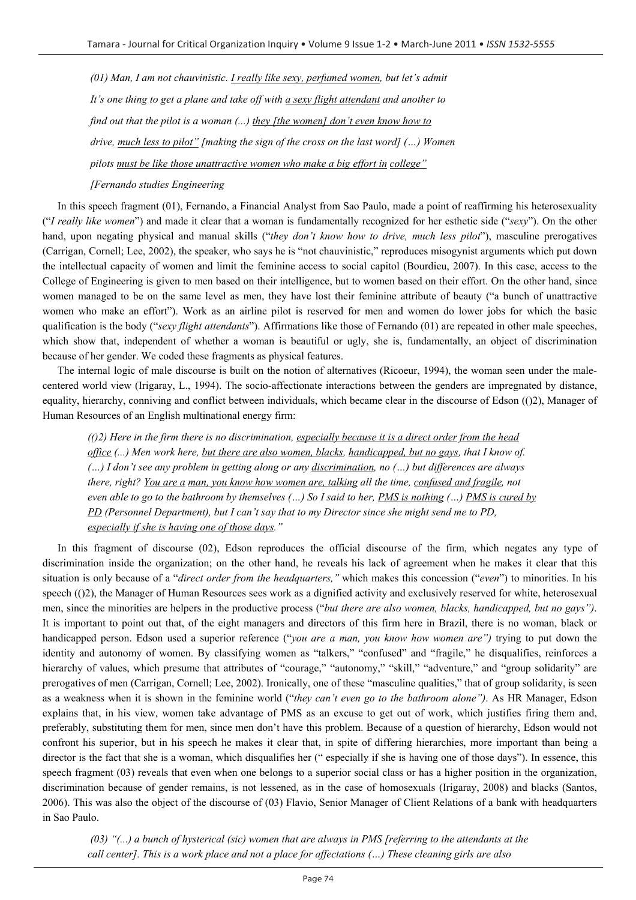*(01) Man, I am not chauvinistic. <u>I really like sexy, perfumed women</u>, but let's admit It's one thing to get a plane and take off with <u>a sexy flight attendant</u> and another to find out that the pilot is a woman (...) <u>they [the women] don't even know how to drive</u>, <u>much less to pilot"</u> [making the sign of the cross on the last word] (…) Women pilots <u>must be like those unattractive women who make a big effort in</u> <u>college"</u>*

*[Fernando studies Engineering*

In this speech fragment (01), Fernando, a Financial Analyst from Sao Paulo, made a point of reaffirming his heterosexuality ("*I really like women*") and made it clear that a woman is fundamentally recognized for her esthetic side ("*sexy*"). On the other hand, upon negating physical and manual skills ("*they don't know how to drive, much less pilot*"), masculine prerogatives (Carrigan, Cornell; Lee, 2002), the speaker, who says he is "not chauvinistic," reproduces misogynist arguments which put down the intellectual capacity of women and limit the feminine access to social capitol (Bourdieu, 2007). In this case, access to the College of Engineering is given to men based on their intelligence, but to women based on their effort. On the other hand, since women managed to be on the same level as men, they have lost their feminine attribute of beauty ("a bunch of unattractive women who make an effort"). Work as an airline pilot is reserved for men and women do lower jobs for which the basic qualification is the body ("*sexy flight attendants*"). Affirmations like those of Fernando (01) are repeated in other male speeches, which show that, independent of whether a woman is beautiful or ugly, she is, fundamentally, an object of discrimination because of her gender. We coded these fragments as physical features.

The internal logic of male discourse is built on the notion of alternatives (Ricoeur, 1994), the woman seen under the male-centered world view (Irigaray, L., 1994). The socio-affectionate interactions between the genders are impregnated by distance, equality, hierarchy, conniving and conflict between individuals, which became clear in the discourse of Edson (()2), Manager of Human Resources of an English multinational energy firm:

*(()2) Here in the firm there is no discrimination, <u>especially because it is a direct order from the head office</u> (...) Men work here, <u>but there are also women, blacks</u>, <u>handicapped, but no gays</u>, that I know of. (…) I don't see any problem in getting along or any <u>discrimination</u>, no (…) but differences are always there, right? <u>You are a</u> <u>man, you know how women are, talking</u> all the time, <u>confused and fragile</u>, not even able to go to the bathroom by themselves (…) So I said to her, <u>PMS is nothing</u> (…) <u>PMS is cured by PD</u> (Personnel Department), but I can't say that to my Director since she might send me to PD, <u>especially if she is having one of those days</u>."*

In this fragment of discourse (02), Edson reproduces the official discourse of the firm, which negates any type of discrimination inside the organization; on the other hand, he reveals his lack of agreement when he makes it clear that this situation is only because of a "*direct order from the headquarters,"* which makes this concession ("*even*") to minorities. In his speech (()2), the Manager of Human Resources sees work as a dignified activity and exclusively reserved for white, heterosexual men, since the minorities are helpers in the productive process ("*but there are also women, blacks, handicapped, but no gays")*. It is important to point out that, of the eight managers and directors of this firm here in Brazil, there is no woman, black or handicapped person. Edson used a superior reference ("*you are a man, you know how women are")* trying to put down the identity and autonomy of women. By classifying women as "talkers," "confused" and "fragile," he disqualifies, reinforces a hierarchy of values, which presume that attributes of "courage," "autonomy," "skill," "adventure," and "group solidarity" are prerogatives of men (Carrigan, Cornell; Lee, 2002). Ironically, one of these "masculine qualities," that of group solidarity, is seen as a weakness when it is shown in the feminine world ("*they can't even go to the bathroom alone")*. As HR Manager, Edson explains that, in his view, women take advantage of PMS as an excuse to get out of work, which justifies firing them and, preferably, substituting them for men, since men don't have this problem. Because of a question of hierarchy, Edson would not confront his superior, but in his speech he makes it clear that, in spite of differing hierarchies, more important than being a director is the fact that she is a woman, which disqualifies her (" especially if she is having one of those days"). In essence, this speech fragment (03) reveals that even when one belongs to a superior social class or has a higher position in the organization, discrimination because of gender remains, is not lessened, as in the case of homosexuals (Irigaray, 2008) and blacks (Santos, 2006). This was also the object of the discourse of (03) Flavio, Senior Manager of Client Relations of a bank with headquarters in Sao Paulo.

*(03) "(...) a bunch of hysterical (sic) women that are always in PMS [referring to the attendants at the call center]. This is a work place and not a place for affectations (…) These cleaning girls are also*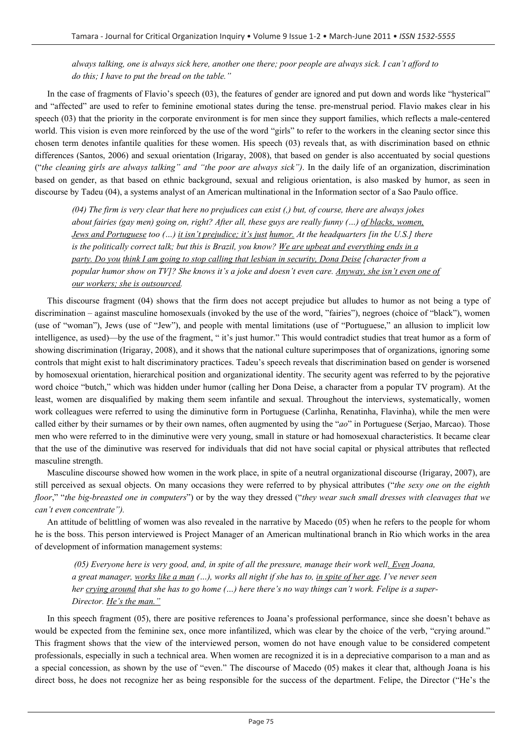*always talking, one is always sick here, another one there; poor people are always sick. I can't afford to do this; I have to put the bread on the table."*

In the case of fragments of Flavio's speech (03), the features of gender are ignored and put down and words like "hysterical" and "affected" are used to refer to feminine emotional states during the tense. pre-menstrual period. Flavio makes clear in his speech (03) that the priority in the corporate environment is for men since they support families, which reflects a male-centered world. This vision is even more reinforced by the use of the word "girls" to refer to the workers in the cleaning sector since this chosen term denotes infantile qualities for these women. His speech (03) reveals that, as with discrimination based on ethnic differences (Santos, 2006) and sexual orientation (Irigaray, 2008), that based on gender is also accentuated by social questions ("*the cleaning girls are always talking" and "the poor are always sick")*. In the daily life of an organization, discrimination based on gender, as that based on ethnic background, sexual and religious orientation, is also masked by humor, as seen in discourse by Tadeu (04), a systems analyst of an American multinational in the Information sector of a Sao Paulo office.

> *(04) The firm is very clear that here no prejudices can exist (,) but, of course, there are always jokes about fairies (gay men) going on, right? After all, these guys are really funny (…) <u>of blacks, women, Jews and Portuguese</u> too (…) <u>it isn't prejudice; it's just</u> <u>humor.</u> At the headquarters [in the U.S.] there is the politically correct talk; but this is Brazil, you know? <u>We are upbeat and everything ends in a party. Do you</u> <u>think I am going to stop calling that lesbian in security, Dona Deise</u> [character from a popular humor show on TV]? She knows it's a joke and doesn't even care. <u>Anyway, she isn't even one of our workers; she is outsourced</u>.*

This discourse fragment (04) shows that the firm does not accept prejudice but alludes to humor as not being a type of discrimination – against masculine homosexuals (invoked by the use of the word, "fairies"), negroes (choice of "black"), women (use of "woman"), Jews (use of "Jew"), and people with mental limitations (use of "Portuguese," an allusion to implicit low intelligence, as used)—by the use of the fragment, " it's just humor." This would contradict studies that treat humor as a form of showing discrimination (Irigaray, 2008), and it shows that the national culture superimposes that of organizations, ignoring some controls that might exist to halt discriminatory practices. Tadeu's speech reveals that discrimination based on gender is worsened by homosexual orientation, hierarchical position and organizational identity. The security agent was referred to by the pejorative word choice "butch," which was hidden under humor (calling her Dona Deise, a character from a popular TV program). At the least, women are disqualified by making them seem infantile and sexual. Throughout the interviews, systematically, women work colleagues were referred to using the diminutive form in Portuguese (Carlinha, Renatinha, Flavinha), while the men were called either by their surnames or by their own names, often augmented by using the "*ao*" in Portuguese (Serjao, Marcao). Those men who were referred to in the diminutive were very young, small in stature or had homosexual characteristics. It became clear that the use of the diminutive was reserved for individuals that did not have social capital or physical attributes that reflected masculine strength.

Masculine discourse showed how women in the work place, in spite of a neutral organizational discourse (Irigaray, 2007), are still perceived as sexual objects. On many occasions they were referred to by physical attributes ("*the sexy one on the eighth floor*," "*the big-breasted one in computers*") or by the way they dressed ("*they wear such small dresses with cleavages that we can't even concentrate").*

An attitude of belittling of women was also revealed in the narrative by Macedo (05) when he refers to the people for whom he is the boss. This person interviewed is Project Manager of an American multinational branch in Rio which works in the area of development of information management systems:

> *(05) Everyone here is very good, and, in spite of all the pressure, manage their work well<u>. Even</u> Joana, a great manager, <u>works like a man</u> (…), works all night if she has to, <u>in spite of her age</u>. I've never seen her <u>crying around</u> that she has to go home (…) here there's no way things can't work. Felipe is a super-Director. <u>He's the man."</u>*

In this speech fragment (05), there are positive references to Joana's professional performance, since she doesn't behave as would be expected from the feminine sex, once more infantilized, which was clear by the choice of the verb, "crying around." This fragment shows that the view of the interviewed person, women do not have enough value to be considered competent professionals, especially in such a technical area. When women are recognized it is in a depreciative comparison to a man and as a special concession, as shown by the use of "even." The discourse of Macedo (05) makes it clear that, although Joana is his direct boss, he does not recognize her as being responsible for the success of the department. Felipe, the Director ("He's the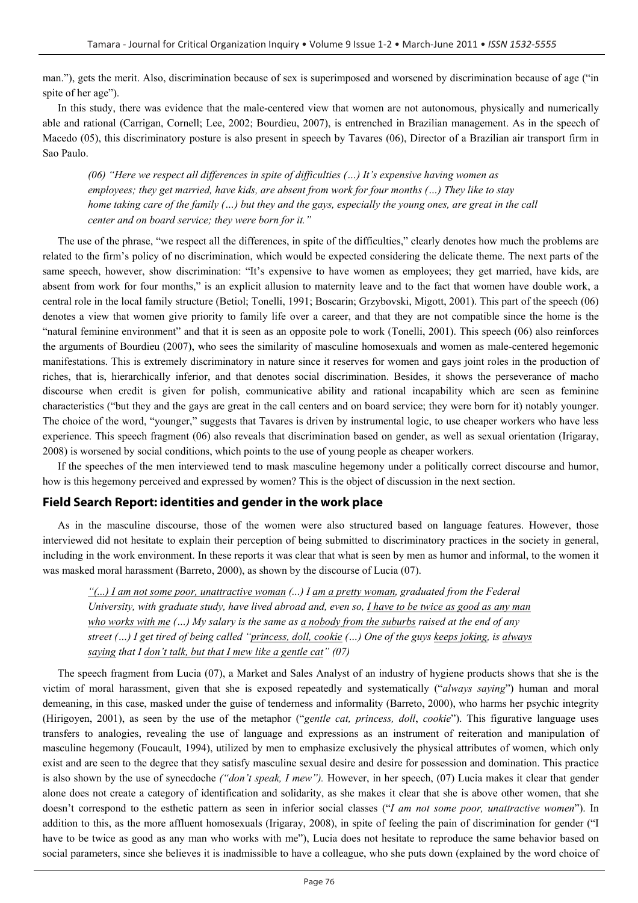man."), gets the merit. Also, discrimination because of sex is superimposed and worsened by discrimination because of age ("in spite of her age").

In this study, there was evidence that the male-centered view that women are not autonomous, physically and numerically able and rational (Carrigan, Cornell; Lee, 2002; Bourdieu, 2007), is entrenched in Brazilian management. As in the speech of Macedo (05), this discriminatory posture is also present in speech by Tavares (06), Director of a Brazilian air transport firm in Sao Paulo.

> *(06) "Here we respect all differences in spite of difficulties (…) It's expensive having women as employees; they get married, have kids, are absent from work for four months (…) They like to stay home taking care of the family (…) but they and the gays, especially the young ones, are great in the call center and on board service; they were born for it."*

The use of the phrase, "we respect all the differences, in spite of the difficulties," clearly denotes how much the problems are related to the firm's policy of no discrimination, which would be expected considering the delicate theme. The next parts of the same speech, however, show discrimination: "It's expensive to have women as employees; they get married, have kids, are absent from work for four months," is an explicit allusion to maternity leave and to the fact that women have double work, a central role in the local family structure (Betiol; Tonelli, 1991; Boscarin; Grzybovski, Migott, 2001). This part of the speech (06) denotes a view that women give priority to family life over a career, and that they are not compatible since the home is the "natural feminine environment" and that it is seen as an opposite pole to work (Tonelli, 2001). This speech (06) also reinforces the arguments of Bourdieu (2007), who sees the similarity of masculine homosexuals and women as male-centered hegemonic manifestations. This is extremely discriminatory in nature since it reserves for women and gays joint roles in the production of riches, that is, hierarchically inferior, and that denotes social discrimination. Besides, it shows the perseverance of macho discourse when credit is given for polish, communicative ability and rational incapability which are seen as feminine characteristics ("but they and the gays are great in the call centers and on board service; they were born for it) notably younger. The choice of the word, "younger," suggests that Tavares is driven by instrumental logic, to use cheaper workers who have less experience. This speech fragment (06) also reveals that discrimination based on gender, as well as sexual orientation (Irigaray, 2008) is worsened by social conditions, which points to the use of young people as cheaper workers.

If the speeches of the men interviewed tend to mask masculine hegemony under a politically correct discourse and humor, how is this hegemony perceived and expressed by women? This is the object of discussion in the next section.

## Field Search Report: identities and gender in the work place

As in the masculine discourse, those of the women were also structured based on language features. However, those interviewed did not hesitate to explain their perception of being submitted to discriminatory practices in the society in general, including in the work environment. In these reports it was clear that what is seen by men as humor and informal, to the women it was masked moral harassment (Barreto, 2000), as shown by the discourse of Lucia (07).

> *"(...) <u>I am not some poor, unattractive woman</u> (...) I <u>am a pretty woman</u>, graduated from the Federal University, with graduate study, have lived abroad and, even so, <u>I have to be twice as good as any man who works with me</u> (…) My salary is the same as <u>a nobody from the suburbs</u> raised at the end of any street (…) I get tired of being called "<u>princess, doll, cookie</u> (…) One of the guys <u>keeps joking</u>, is <u>always saying</u> that I <u>don't talk, but that I mew like a gentle cat</u>" (07)*

The speech fragment from Lucia (07), a Market and Sales Analyst of an industry of hygiene products shows that she is the victim of moral harassment, given that she is exposed repeatedly and systematically ("*always saying*") human and moral demeaning, in this case, masked under the guise of tenderness and informality (Barreto, 2000), who harms her psychic integrity (Hirigoyen, 2001), as seen by the use of the metaphor ("*gentle cat, princess, doll*, *cookie*"). This figurative language uses transfers to analogies, revealing the use of language and expressions as an instrument of reiteration and manipulation of masculine hegemony (Foucault, 1994), utilized by men to emphasize exclusively the physical attributes of women, which only exist and are seen to the degree that they satisfy masculine sexual desire and desire for possession and domination. This practice is also shown by the use of synecdoche *("don't speak, I mew").* However, in her speech, (07) Lucia makes it clear that gender alone does not create a category of identification and solidarity, as she makes it clear that she is above other women, that she doesn't correspond to the esthetic pattern as seen in inferior social classes ("*I am not some poor, unattractive women*"). In addition to this, as the more affluent homosexuals (Irigaray, 2008), in spite of feeling the pain of discrimination for gender ("I have to be twice as good as any man who works with me"), Lucia does not hesitate to reproduce the same behavior based on social parameters, since she believes it is inadmissible to have a colleague, who she puts down (explained by the word choice of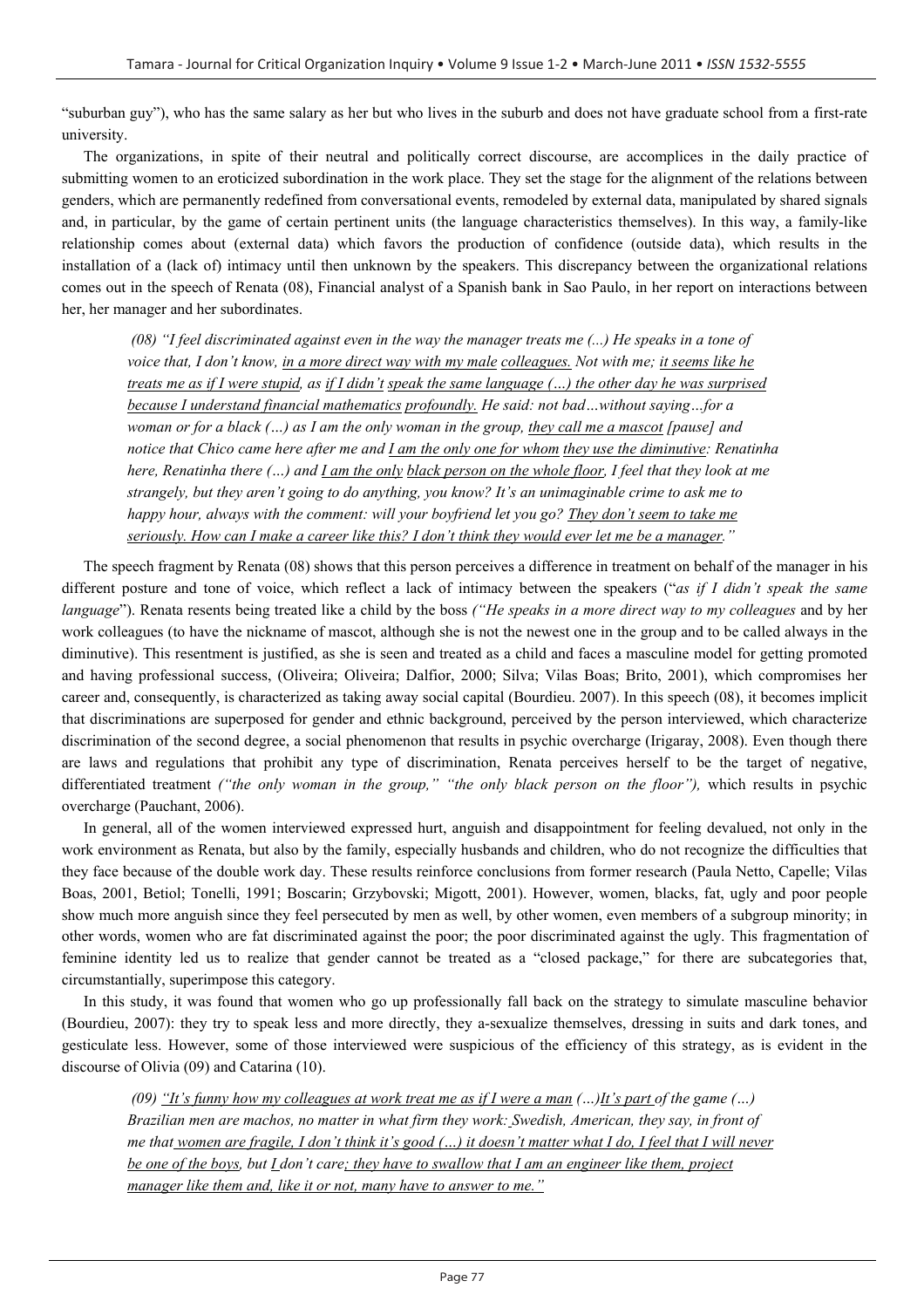"suburban guy"), who has the same salary as her but who lives in the suburb and does not have graduate school from a first-rate university.

The organizations, in spite of their neutral and politically correct discourse, are accomplices in the daily practice of submitting women to an eroticized subordination in the work place. They set the stage for the alignment of the relations between genders, which are permanently redefined from conversational events, remodeled by external data, manipulated by shared signals and, in particular, by the game of certain pertinent units (the language characteristics themselves). In this way, a family-like relationship comes about (external data) which favors the production of confidence (outside data), which results in the installation of a (lack of) intimacy until then unknown by the speakers. This discrepancy between the organizational relations comes out in the speech of Renata (08), Financial analyst of a Spanish bank in Sao Paulo, in her report on interactions between her, her manager and her subordinates.

> *(08) "I feel discriminated against even in the way the manager treats me (...) He speaks in a tone of voice that, I don't know, <u>in a more direct way with my male</u> <u>colleagues.</u> Not with me; <u>it seems like he treats me as if I were stupid</u>, as <u>if I didn't</u> <u>speak the same language (…) the other day he was surprised because I understand financial mathematics</u> <u>profoundly.</u> He said: not bad…without saying…for a woman or for a black (…) as I am the only woman in the group, <u>they call me a mascot</u> [pause] and notice that Chico came here after me and <u>I am the only one for whom</u> <u>they use the diminutive</u>: Renatinha here, Renatinha there (…) and <u>I am the only</u> <u>black person on the whole floor</u>, I feel that they look at me strangely, but they aren't going to do anything, you know? It's an unimaginable crime to ask me to happy hour, always with the comment: will your boyfriend let you go? <u>They don't seem to take me seriously. How can I make a career like this? I don't think they would ever let me be a manager</u>."*

The speech fragment by Renata (08) shows that this person perceives a difference in treatment on behalf of the manager in his different posture and tone of voice, which reflect a lack of intimacy between the speakers ("*as if I didn't speak the same language*"). Renata resents being treated like a child by the boss *("He speaks in a more direct way to my colleagues* and by her work colleagues (to have the nickname of mascot, although she is not the newest one in the group and to be called always in the diminutive). This resentment is justified, as she is seen and treated as a child and faces a masculine model for getting promoted and having professional success, (Oliveira; Oliveira; Dalfior, 2000; Silva; Vilas Boas; Brito, 2001), which compromises her career and, consequently, is characterized as taking away social capital (Bourdieu. 2007). In this speech (08), it becomes implicit that discriminations are superposed for gender and ethnic background, perceived by the person interviewed, which characterize discrimination of the second degree, a social phenomenon that results in psychic overcharge (Irigaray, 2008). Even though there are laws and regulations that prohibit any type of discrimination, Renata perceives herself to be the target of negative, differentiated treatment *("the only woman in the group," "the only black person on the floor"),* which results in psychic overcharge (Pauchant, 2006).

In general, all of the women interviewed expressed hurt, anguish and disappointment for feeling devalued, not only in the work environment as Renata, but also by the family, especially husbands and children, who do not recognize the difficulties that they face because of the double work day. These results reinforce conclusions from former research (Paula Netto, Capelle; Vilas Boas, 2001, Betiol; Tonelli, 1991; Boscarin; Grzybovski; Migott, 2001). However, women, blacks, fat, ugly and poor people show much more anguish since they feel persecuted by men as well, by other women, even members of a subgroup minority; in other words, women who are fat discriminated against the poor; the poor discriminated against the ugly. This fragmentation of feminine identity led us to realize that gender cannot be treated as a "closed package," for there are subcategories that, circumstantially, superimpose this category.

In this study, it was found that women who go up professionally fall back on the strategy to simulate masculine behavior (Bourdieu, 2007): they try to speak less and more directly, they a-sexualize themselves, dressing in suits and dark tones, and gesticulate less. However, some of those interviewed were suspicious of the efficiency of this strategy, as is evident in the discourse of Olivia (09) and Catarina (10).

> *(09) <u>"It's funny how my colleagues at work treat me as if I were a man</u> (…)<u>It's part</u> of the game (…) Brazilian men are machos, no matter in what firm they work: Swedish, American, they say, in front of me that <u>women are fragile, I don't think it's good (…) it doesn't matter what I do, I feel that I will never be one of the boys</u>, but <u>I</u> don't care<u>; they have to swallow that I am an engineer like them, project manager like them and, like it or not, many have to answer to me."</u>*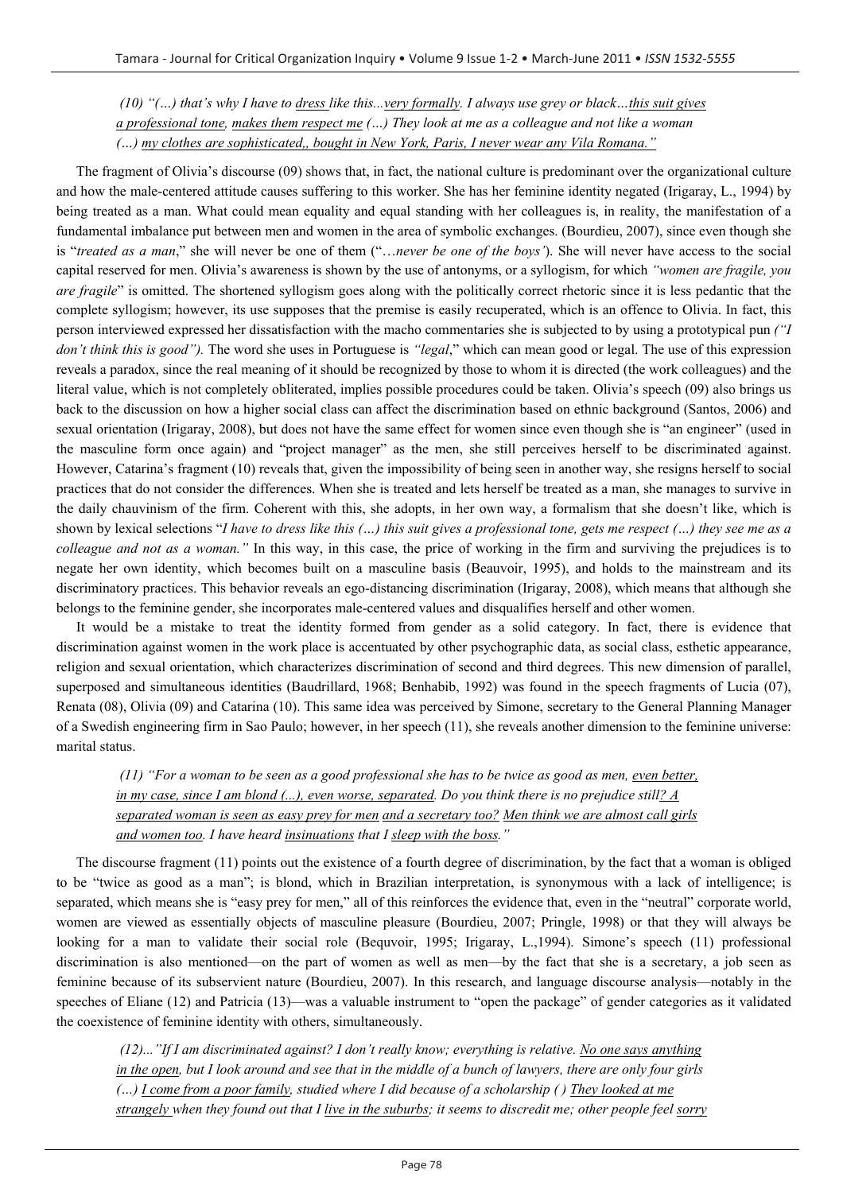(10) *"(…) that's why I have to dress like this...very formally. I always use grey or black…this suit gives a professional tone, makes them respect me (…) They look at me as a colleague and not like a woman (…) my clothes are sophisticated,, bought in New York, Paris, I never wear any Vila Romana."*

The fragment of Olivia's discourse (09) shows that, in fact, the national culture is predominant over the organizational culture and how the male-centered attitude causes suffering to this worker. She has her feminine identity negated (Irigaray, L., 1994) by being treated as a man. What could mean equality and equal standing with her colleagues is, in reality, the manifestation of a fundamental imbalance put between men and women in the area of symbolic exchanges. (Bourdieu, 2007), since even though she is "*treated as a man*," she will never be one of them ("…*never be one of the boys'*). She will never have access to the social capital reserved for men. Olivia's awareness is shown by the use of antonyms, or a syllogism, for which *"women are fragile, you are fragile*" is omitted. The shortened syllogism goes along with the politically correct rhetoric since it is less pedantic that the complete syllogism; however, its use supposes that the premise is easily recuperated, which is an offence to Olivia. In fact, this person interviewed expressed her dissatisfaction with the macho commentaries she is subjected to by using a prototypical pun *("I don't think this is good").* The word she uses in Portuguese is *"legal*," which can mean good or legal. The use of this expression reveals a paradox, since the real meaning of it should be recognized by those to whom it is directed (the work colleagues) and the literal value, which is not completely obliterated, implies possible procedures could be taken. Olivia's speech (09) also brings us back to the discussion on how a higher social class can affect the discrimination based on ethnic background (Santos, 2006) and sexual orientation (Irigaray, 2008), but does not have the same effect for women since even though she is "an engineer" (used in the masculine form once again) and "project manager" as the men, she still perceives herself to be discriminated against. However, Catarina's fragment (10) reveals that, given the impossibility of being seen in another way, she resigns herself to social practices that do not consider the differences. When she is treated and lets herself be treated as a man, she manages to survive in the daily chauvinism of the firm. Coherent with this, she adopts, in her own way, a formalism that she doesn't like, which is shown by lexical selections "*I have to dress like this (…) this suit gives a professional tone, gets me respect (…) they see me as a colleague and not as a woman."* In this way, in this case, the price of working in the firm and surviving the prejudices is to negate her own identity, which becomes built on a masculine basis (Beauvoir, 1995), and holds to the mainstream and its discriminatory practices. This behavior reveals an ego-distancing discrimination (Irigaray, 2008), which means that although she belongs to the feminine gender, she incorporates male-centered values and disqualifies herself and other women.

It would be a mistake to treat the identity formed from gender as a solid category. In fact, there is evidence that discrimination against women in the work place is accentuated by other psychographic data, as social class, esthetic appearance, religion and sexual orientation, which characterizes discrimination of second and third degrees. This new dimension of parallel, superposed and simultaneous identities (Baudrillard, 1968; Benhabib, 1992) was found in the speech fragments of Lucia (07), Renata (08), Olivia (09) and Catarina (10). This same idea was perceived by Simone, secretary to the General Planning Manager of a Swedish engineering firm in Sao Paulo; however, in her speech (11), she reveals another dimension to the feminine universe: marital status.

(11) *"For a woman to be seen as a good professional she has to be twice as good as men, even better, in my case, since I am blond (...), even worse, separated. Do you think there is no prejudice still? A separated woman is seen as easy prey for men and a secretary too? Men think we are almost call girls and women too. I have heard insinuations that I sleep with the boss."*

The discourse fragment (11) points out the existence of a fourth degree of discrimination, by the fact that a woman is obliged to be "twice as good as a man"; is blond, which in Brazilian interpretation, is synonymous with a lack of intelligence; is separated, which means she is "easy prey for men," all of this reinforces the evidence that, even in the "neutral" corporate world, women are viewed as essentially objects of masculine pleasure (Bourdieu, 2007; Pringle, 1998) or that they will always be looking for a man to validate their social role (Bequvoir, 1995; Irigaray, L.,1994). Simone's speech (11) professional discrimination is also mentioned—on the part of women as well as men—by the fact that she is a secretary, a job seen as feminine because of its subservient nature (Bourdieu, 2007). In this research, and language discourse analysis—notably in the speeches of Eliane (12) and Patricia (13)—was a valuable instrument to "open the package" of gender categories as it validated the coexistence of feminine identity with others, simultaneously.

(12)...*"If I am discriminated against? I don't really know; everything is relative. No one says anything in the open, but I look around and see that in the middle of a bunch of lawyers, there are only four girls (…) I come from a poor family, studied where I did because of a scholarship ( ) They looked at me strangely when they found out that I live in the suburbs; it seems to discredit me; other people feel sorry*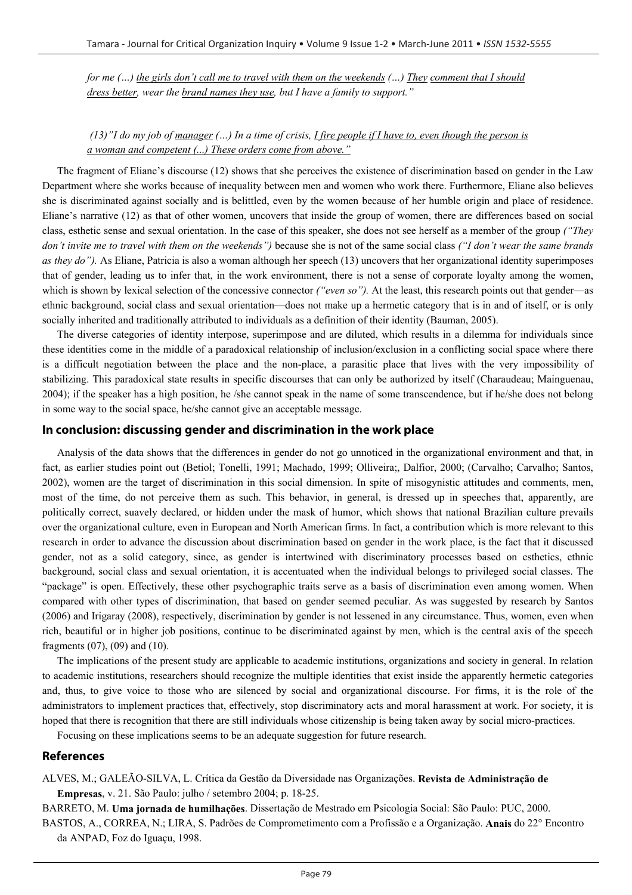*for me (…) <u>the girls don't call me to travel with them on the weekends</u> (…) <u>They</u> <u>comment that I should dress better</u>, wear the <u>brand names they use</u>, but I have a family to support."*

*(13)"I do my job of <u>manager</u> (…) In a time of crisis, <u>I fire people if I have to, even though the person is a woman and competent (...) These orders come from above."</u>*

The fragment of Eliane's discourse (12) shows that she perceives the existence of discrimination based on gender in the Law Department where she works because of inequality between men and women who work there. Furthermore, Eliane also believes she is discriminated against socially and is belittled, even by the women because of her humble origin and place of residence. Eliane's narrative (12) as that of other women, uncovers that inside the group of women, there are differences based on social class, esthetic sense and sexual orientation. In the case of this speaker, she does not see herself as a member of the group *("They don't invite me to travel with them on the weekends")* because she is not of the same social class *("I don't wear the same brands as they do").* As Eliane, Patricia is also a woman although her speech (13) uncovers that her organizational identity superimposes that of gender, leading us to infer that, in the work environment, there is not a sense of corporate loyalty among the women, which is shown by lexical selection of the concessive connector *("even so").* At the least, this research points out that gender—as ethnic background, social class and sexual orientation—does not make up a hermetic category that is in and of itself, or is only socially inherited and traditionally attributed to individuals as a definition of their identity (Bauman, 2005).

The diverse categories of identity interpose, superimpose and are diluted, which results in a dilemma for individuals since these identities come in the middle of a paradoxical relationship of inclusion/exclusion in a conflicting social space where there is a difficult negotiation between the place and the non-place, a parasitic place that lives with the very impossibility of stabilizing. This paradoxical state results in specific discourses that can only be authorized by itself (Charaudeau; Mainguenau, 2004); if the speaker has a high position, he /she cannot speak in the name of some transcendence, but if he/she does not belong in some way to the social space, he/she cannot give an acceptable message.

## In conclusion: discussing gender and discrimination in the work place

Analysis of the data shows that the differences in gender do not go unnoticed in the organizational environment and that, in fact, as earlier studies point out (Betiol; Tonelli, 1991; Machado, 1999; Olliveira;, Dalfior, 2000; (Carvalho; Carvalho; Santos, 2002), women are the target of discrimination in this social dimension. In spite of misogynistic attitudes and comments, men, most of the time, do not perceive them as such. This behavior, in general, is dressed up in speeches that, apparently, are politically correct, suavely declared, or hidden under the mask of humor, which shows that national Brazilian culture prevails over the organizational culture, even in European and North American firms. In fact, a contribution which is more relevant to this research in order to advance the discussion about discrimination based on gender in the work place, is the fact that it discussed gender, not as a solid category, since, as gender is intertwined with discriminatory processes based on esthetics, ethnic background, social class and sexual orientation, it is accentuated when the individual belongs to privileged social classes. The "package" is open. Effectively, these other psychographic traits serve as a basis of discrimination even among women. When compared with other types of discrimination, that based on gender seemed peculiar. As was suggested by research by Santos (2006) and Irigaray (2008), respectively, discrimination by gender is not lessened in any circumstance. Thus, women, even when rich, beautiful or in higher job positions, continue to be discriminated against by men, which is the central axis of the speech fragments (07), (09) and (10).

The implications of the present study are applicable to academic institutions, organizations and society in general. In relation to academic institutions, researchers should recognize the multiple identities that exist inside the apparently hermetic categories and, thus, to give voice to those who are silenced by social and organizational discourse. For firms, it is the role of the administrators to implement practices that, effectively, stop discriminatory acts and moral harassment at work. For society, it is hoped that there is recognition that there are still individuals whose citizenship is being taken away by social micro-practices.

Focusing on these implications seems to be an adequate suggestion for future research.

## References

ALVES, M.; GALEÃO-SILVA, L. Crítica da Gestão da Diversidade nas Organizações. **Revista de Administração de Empresas**, v. 21. São Paulo: julho / setembro 2004; p. 18-25.

BARRETO, M. **Uma jornada de humilhações**. Dissertação de Mestrado em Psicologia Social: São Paulo: PUC, 2000.

BASTOS, A., CORREA, N.; LIRA, S. Padrões de Comprometimento com a Profissão e a Organização. **Anais** do 22° Encontro da ANPAD, Foz do Iguaçu, 1998.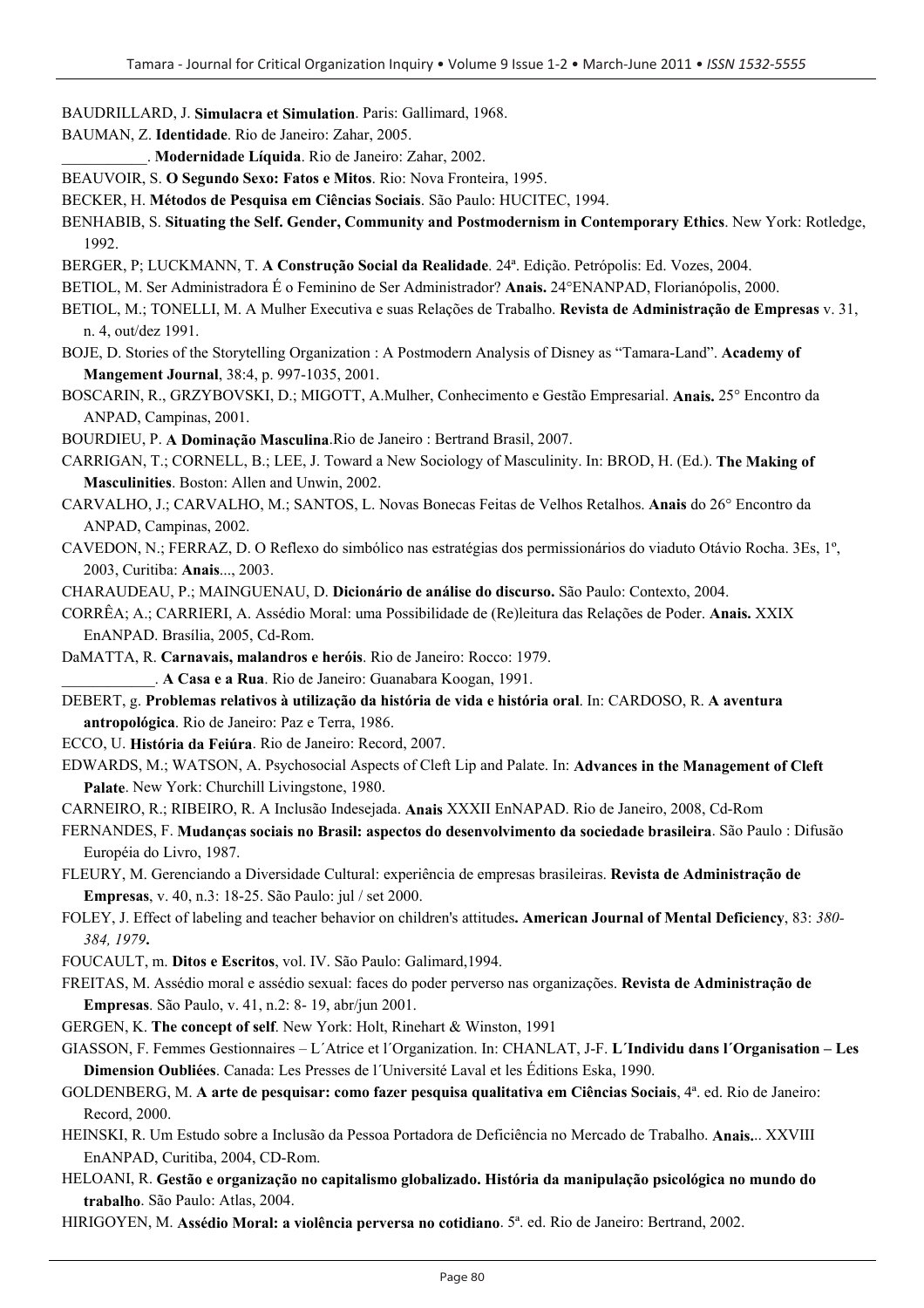BAUDRILLARD, J. **Simulacra et Simulation**. Paris: Gallimard, 1968.

BAUMAN, Z. **Identidade**. Rio de Janeiro: Zahar, 2005.

___________. **Modernidade Líquida**. Rio de Janeiro: Zahar, 2002.

BEAUVOIR, S. **O Segundo Sexo: Fatos e Mitos**. Rio: Nova Fronteira, 1995.

BECKER, H. **Métodos de Pesquisa em Ciências Sociais**. São Paulo: HUCITEC, 1994.

BENHABIB, S. **Situating the Self. Gender, Community and Postmodernism in Contemporary Ethics**. New York: Rotledge, 1992.

BERGER, P; LUCKMANN, T. **A Construção Social da Realidade**. 24ª. Edição. Petrópolis: Ed. Vozes, 2004.

BETIOL, M. Ser Administradora É o Feminino de Ser Administrador? **Anais.** 24°ENANPAD, Florianópolis, 2000.

BETIOL, M.; TONELLI, M. A Mulher Executiva e suas Relações de Trabalho. **Revista de Administração de Empresas** v. 31, n. 4, out/dez 1991.

BOJE, D. Stories of the Storytelling Organization : A Postmodern Analysis of Disney as "Tamara-Land". **Academy of Mangement Journal**, 38:4, p. 997-1035, 2001.

BOSCARIN, R., GRZYBOVSKI, D.; MIGOTT, A.Mulher, Conhecimento e Gestão Empresarial. **Anais.** 25° Encontro da ANPAD, Campinas, 2001.

BOURDIEU, P. **A Dominação Masculina**.Rio de Janeiro : Bertrand Brasil, 2007.

CARRIGAN, T.; CORNELL, B.; LEE, J. Toward a New Sociology of Masculinity. In: BROD, H. (Ed.). **The Making of Masculinities**. Boston: Allen and Unwin, 2002.

CARVALHO, J.; CARVALHO, M.; SANTOS, L. Novas Bonecas Feitas de Velhos Retalhos. **Anais** do 26° Encontro da ANPAD, Campinas, 2002.

CAVEDON, N.; FERRAZ, D. O Reflexo do simbólico nas estratégias dos permissionários do viaduto Otávio Rocha. 3Es, 1º, 2003, Curitiba: **Anais**..., 2003.

CHARAUDEAU, P.; MAINGUENAU, D. **Dicionário de análise do discurso.** São Paulo: Contexto, 2004.

CORRÊA; A.; CARRIERI, A. Assédio Moral: uma Possibilidade de (Re)leitura das Relações de Poder. **Anais.** XXIX EnANPAD. Brasília, 2005, Cd-Rom.

DaMATTA, R. **Carnavais, malandros e heróis**. Rio de Janeiro: Rocco: 1979.

____________. **A Casa e a Rua**. Rio de Janeiro: Guanabara Koogan, 1991.

DEBERT, g. **Problemas relativos à utilização da história de vida e história oral**. In: CARDOSO, R. **A aventura antropológica**. Rio de Janeiro: Paz e Terra, 1986.

ECCO, U. **História da Feiúra**. Rio de Janeiro: Record, 2007.

EDWARDS, M.; WATSON, A. Psychosocial Aspects of Cleft Lip and Palate. In: **Advances in the Management of Cleft Palate**. New York: Churchill Livingstone, 1980.

CARNEIRO, R.; RIBEIRO, R. A Inclusão Indesejada. **Anais** XXXII EnNAPAD. Rio de Janeiro, 2008, Cd-Rom

FERNANDES, F. **Mudanças sociais no Brasil: aspectos do desenvolvimento da sociedade brasileira**. São Paulo : Difusão Européia do Livro, 1987.

FLEURY, M. Gerenciando a Diversidade Cultural: experiência de empresas brasileiras. **Revista de Administração de Empresas**, v. 40, n.3: 18-25. São Paulo: jul / set 2000.

FOLEY, J. Effect of labeling and teacher behavior on children's attitudes**. American Journal of Mental Deficiency**, 83: *380-384, 1979***.**

FOUCAULT, m. **Ditos e Escritos**, vol. IV. São Paulo: Galimard,1994.

FREITAS, M. Assédio moral e assédio sexual: faces do poder perverso nas organizações. **Revista de Administração de Empresas**. São Paulo, v. 41, n.2: 8- 19, abr/jun 2001.

GERGEN, K. **The concept of self**. New York: Holt, Rinehart & Winston, 1991

GIASSON, F. Femmes Gestionnaires – L´Atrice et l´Organization. In: CHANLAT, J-F. **L´Individu dans l´Organisation – Les Dimension Oubliées**. Canada: Les Presses de l´Université Laval et les Éditions Eska, 1990.

GOLDENBERG, M. **A arte de pesquisar: como fazer pesquisa qualitativa em Ciências Sociais**, 4ª. ed. Rio de Janeiro: Record, 2000.

HEINSKI, R. Um Estudo sobre a Inclusão da Pessoa Portadora de Deficiência no Mercado de Trabalho. **Anais.**.. XXVIII EnANPAD, Curitiba, 2004, CD-Rom.

HELOANI, R. **Gestão e organização no capitalismo globalizado. História da manipulação psicológica no mundo do trabalho**. São Paulo: Atlas, 2004.

HIRIGOYEN, M. **Assédio Moral: a violência perversa no cotidiano**. 5ª. ed. Rio de Janeiro: Bertrand, 2002.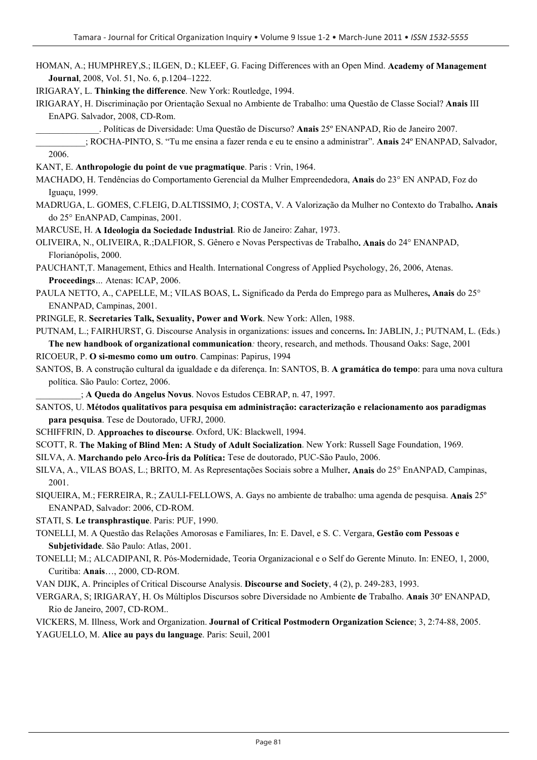HOMAN, A.; HUMPHREY,S.; ILGEN, D.; KLEEF, G. Facing Differences with an Open Mind. **Academy of Management Journal**, 2008, Vol. 51, No. 6, p.1204–1222.

IRIGARAY, L. **Thinking the difference**. New York: Routledge, 1994.

IRIGARAY, H. Discriminação por Orientação Sexual no Ambiente de Trabalho: uma Questão de Classe Social? **Anais** III EnAPG. Salvador, 2008, CD-Rom.

______________. Políticas de Diversidade: Uma Questão de Discurso? **Anais** 25º ENANPAD, Rio de Janeiro 2007.

___________; ROCHA-PINTO, S. "Tu me ensina a fazer renda e eu te ensino a administrar". **Anais** 24º ENANPAD, Salvador, 2006.

KANT, E. **Anthropologie du point de vue pragmatique**. Paris : Vrin, 1964.

MACHADO, H. Tendências do Comportamento Gerencial da Mulher Empreendedora, **Anais** do 23° EN ANPAD, Foz do Iguaçu, 1999.

MADRUGA, L. GOMES, C.FLEIG, D.ALTISSIMO, J; COSTA, V. A Valorização da Mulher no Contexto do Trabalho**. Anais** do 25° EnANPAD, Campinas, 2001.

MARCUSE, H. **A Ideologia da Sociedade Industrial**. Rio de Janeiro: Zahar, 1973.

OLIVEIRA, N., OLIVEIRA, R.;DALFIOR, S. Gênero e Novas Perspectivas de Trabalho**. Anais** do 24° ENANPAD, Florianópolis, 2000.

PAUCHANT,T. Management, Ethics and Health. International Congress of Applied Psychology, 26, 2006, Atenas. **Proceedings**... Atenas: ICAP, 2006.

PAULA NETTO, A., CAPELLE, M.; VILAS BOAS, L**.** Significado da Perda do Emprego para as Mulheres**, Anais** do 25° ENANPAD, Campinas, 2001.

PRINGLE, R. **Secretaries Talk, Sexuality, Power and Work**. New York: Allen, 1988.

PUTNAM, L.; FAIRHURST, G. Discourse Analysis in organizations: issues and concerns**.** In: JABLIN, J.; PUTNAM, L. (Eds.) **The new handbook of organizational communication***:* theory, research, and methods. Thousand Oaks: Sage, 2001

RICOEUR, P. **O si-mesmo como um outro**. Campinas: Papirus, 1994

SANTOS, B. A construção cultural da igualdade e da diferença. In: SANTOS, B. **A gramática do tempo**: para uma nova cultura política. São Paulo: Cortez, 2006.

__________; **A Queda do Angelus Novus**. Novos Estudos CEBRAP, n. 47, 1997.

SANTOS, U. **Métodos qualitativos para pesquisa em administração: caracterização e relacionamento aos paradigmas para pesquisa**. Tese de Doutorado, UFRJ, 2000.

SCHIFFRIN, D. **Approaches to discourse**. Oxford, UK: Blackwell, 1994.

SCOTT, R. **The Making of Blind Men: A Study of Adult Socialization**. New York: Russell Sage Foundation, 1969.

SILVA, A. **Marchando pelo Arco-Íris da Política:** Tese de doutorado, PUC-São Paulo, 2006.

SILVA, A., VILAS BOAS, L.; BRITO, M. As Representações Sociais sobre a Mulher**. Anais** do 25° EnANPAD, Campinas, 2001.

SIQUEIRA, M.; FERREIRA, R.; ZAULI-FELLOWS, A. Gays no ambiente de trabalho: uma agenda de pesquisa. **Anais** 25º ENANPAD, Salvador: 2006, CD-ROM.

STATI, S. **Le transphrastique**. Paris: PUF, 1990.

TONELLI, M. A Questão das Relações Amorosas e Familiares, In: E. Davel, e S. C. Vergara, **Gestão com Pessoas e Subjetividade**. São Paulo: Atlas, 2001.

TONELLI; M.; ALCADIPANI, R. Pós-Modernidade, Teoria Organizacional e o Self do Gerente Minuto. In: ENEO, 1, 2000, Curitiba: **Anais**…, 2000, CD-ROM.

VAN DIJK, A. Principles of Critical Discourse Analysis. **Discourse and Society**, 4 (2), p. 249-283, 1993.

VERGARA, S; IRIGARAY, H. Os Múltiplos Discursos sobre Diversidade no Ambiente **de** Trabalho. **Anais** 30º ENANPAD, Rio de Janeiro, 2007, CD-ROM..

VICKERS, M. Illness, Work and Organization. **Journal of Critical Postmodern Organization Science**; 3, 2:74-88, 2005.

YAGUELLO, M. **Alice au pays du language**. Paris: Seuil, 2001